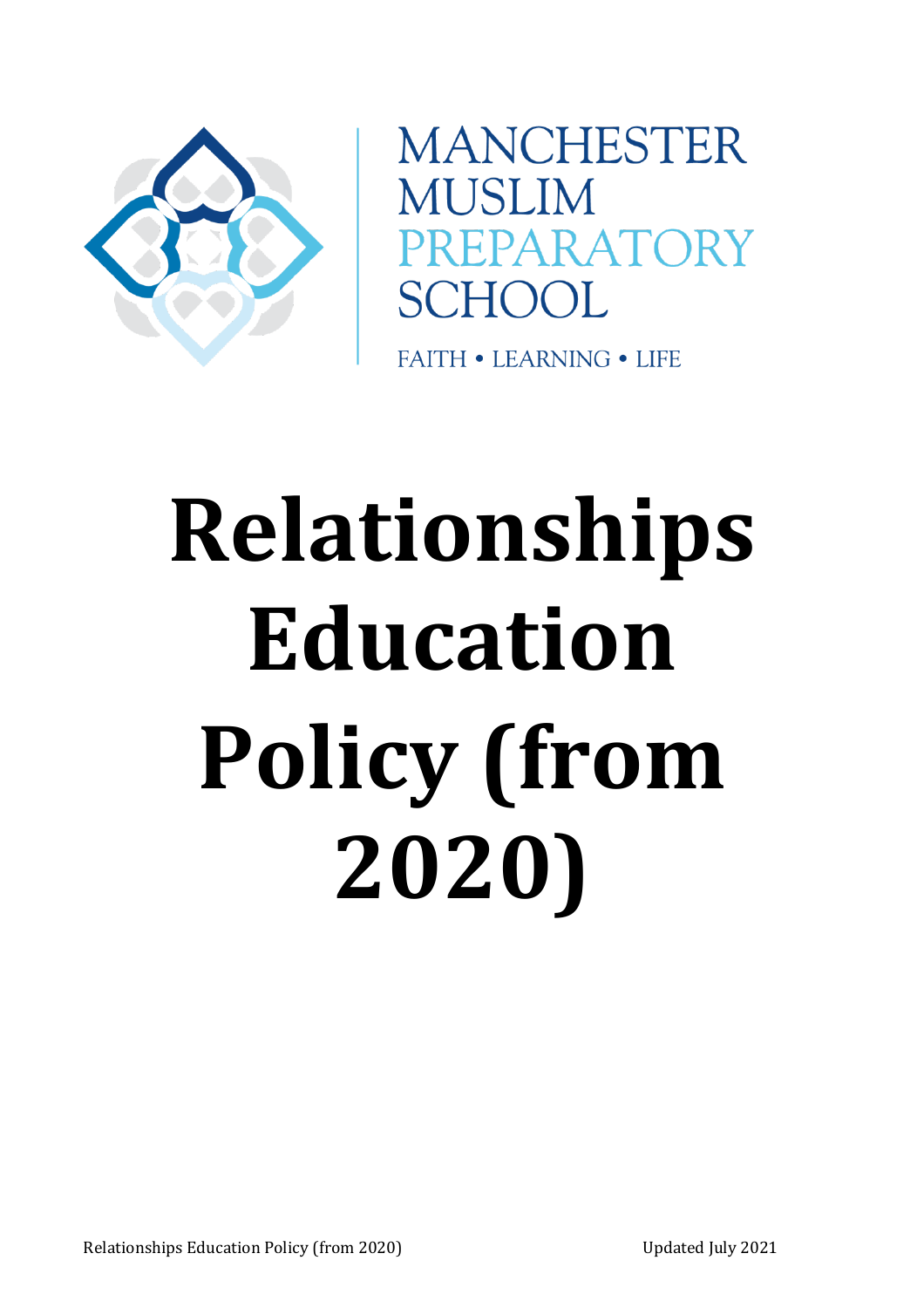MANCHESTER
MUSLIM
PREPARATORY
SCHOOL

FAITH • LEARNING • LIFE

# Relationships Education Policy (from 2020)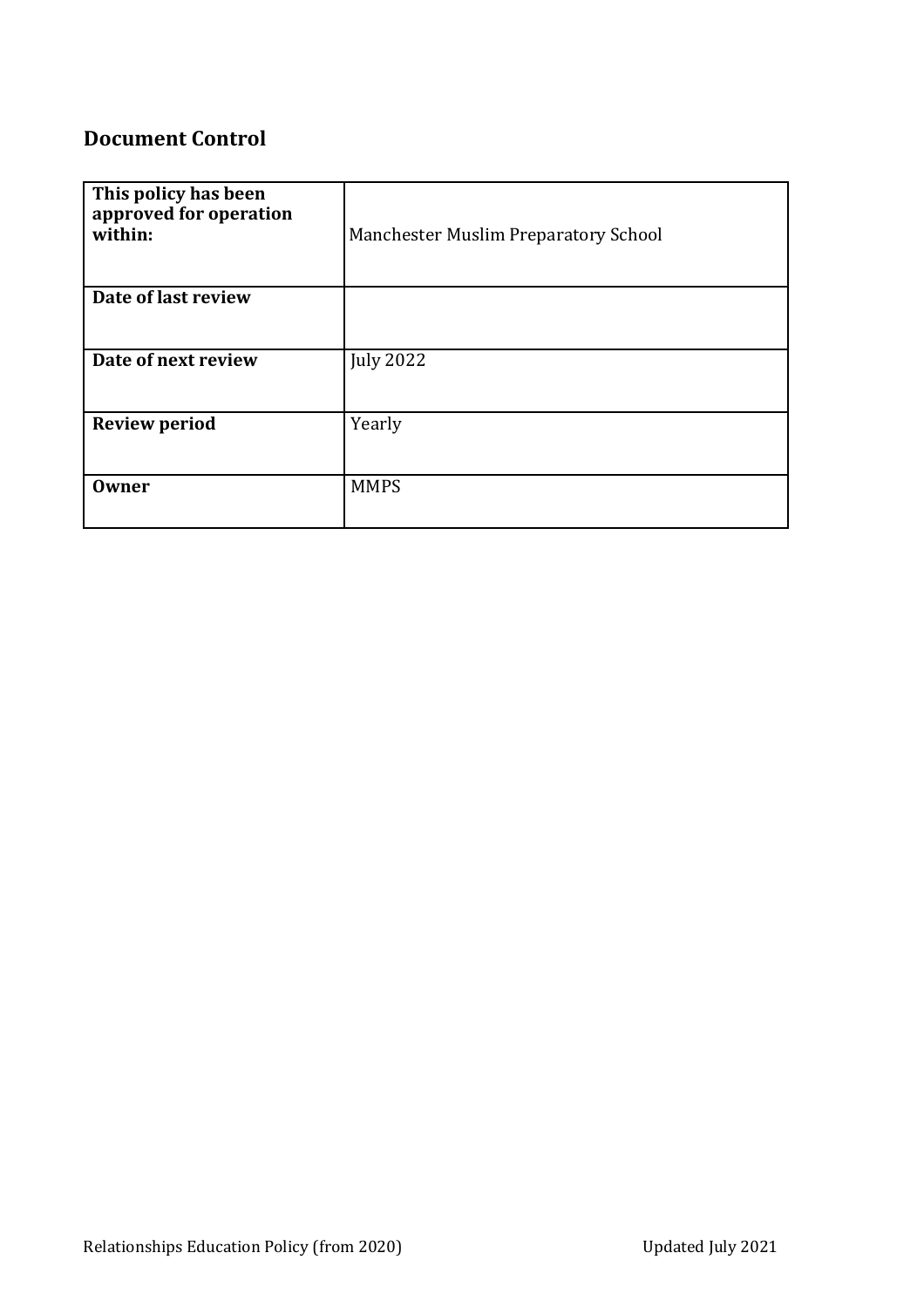## Document Control

| This policy has been approved for operation within: | Manchester Muslim Preparatory School |
|---|---|
| Date of last review | |
| Date of next review | July 2022 |
| Review period | Yearly |
| Owner | MMPS |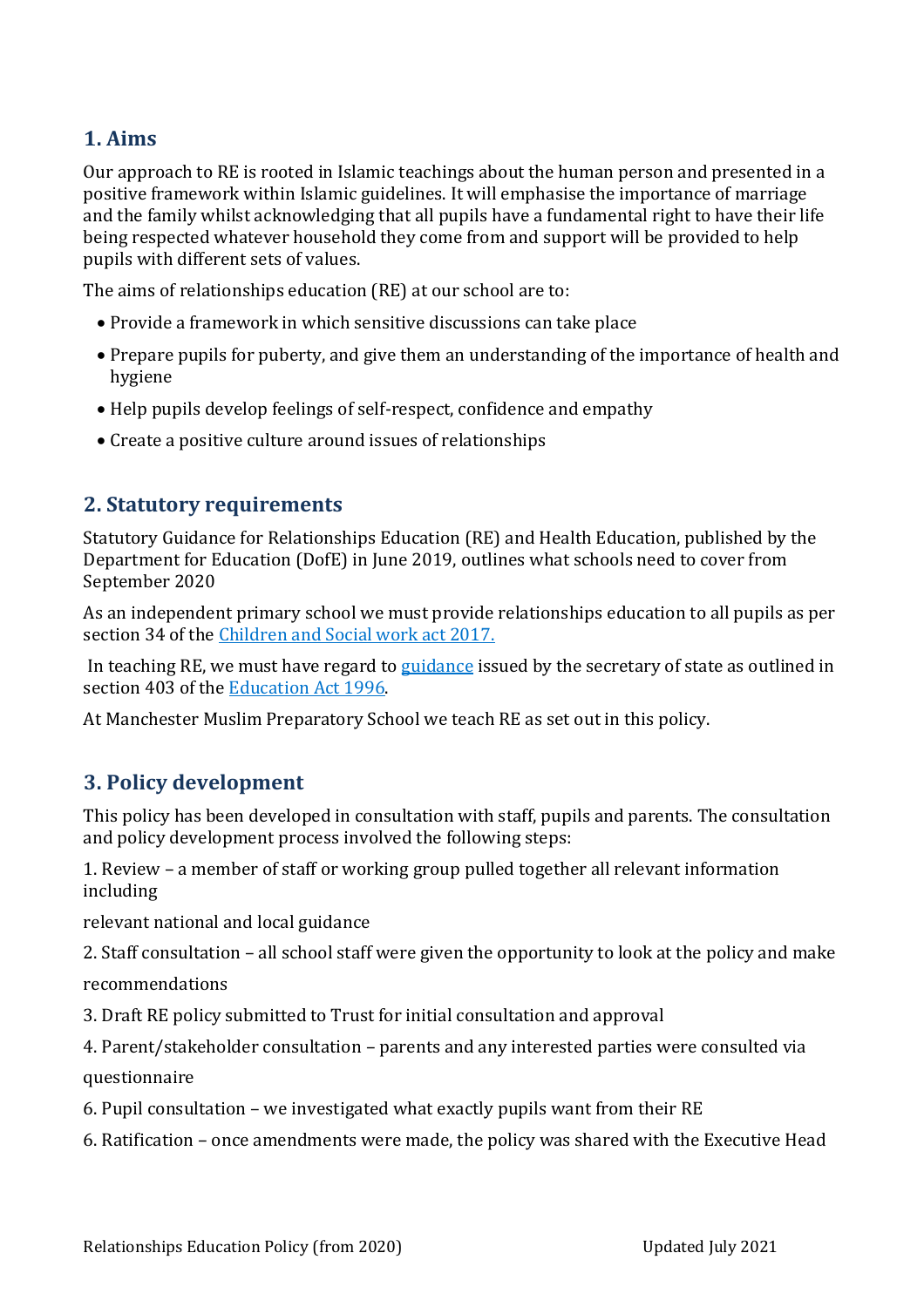## 1. Aims

Our approach to RE is rooted in Islamic teachings about the human person and presented in a positive framework within Islamic guidelines. It will emphasise the importance of marriage and the family whilst acknowledging that all pupils have a fundamental right to have their life being respected whatever household they come from and support will be provided to help pupils with different sets of values.

The aims of relationships education (RE) at our school are to:

- Provide a framework in which sensitive discussions can take place
- Prepare pupils for puberty, and give them an understanding of the importance of health and hygiene
- Help pupils develop feelings of self-respect, confidence and empathy
- Create a positive culture around issues of relationships

## 2. Statutory requirements

Statutory Guidance for Relationships Education (RE) and Health Education, published by the Department for Education (DofE) in June 2019, outlines what schools need to cover from September 2020

As an independent primary school we must provide relationships education to all pupils as per section 34 of the [Children and Social work act 2017.]()

In teaching RE, we must have regard to [guidance]() issued by the secretary of state as outlined in section 403 of the [Education Act 1996]().

At Manchester Muslim Preparatory School we teach RE as set out in this policy.

## 3. Policy development

This policy has been developed in consultation with staff, pupils and parents. The consultation and policy development process involved the following steps:

1. Review – a member of staff or working group pulled together all relevant information including

relevant national and local guidance

2. Staff consultation – all school staff were given the opportunity to look at the policy and make

recommendations

3. Draft RE policy submitted to Trust for initial consultation and approval

4. Parent/stakeholder consultation – parents and any interested parties were consulted via

questionnaire

6. Pupil consultation – we investigated what exactly pupils want from their RE

6. Ratification – once amendments were made, the policy was shared with the Executive Head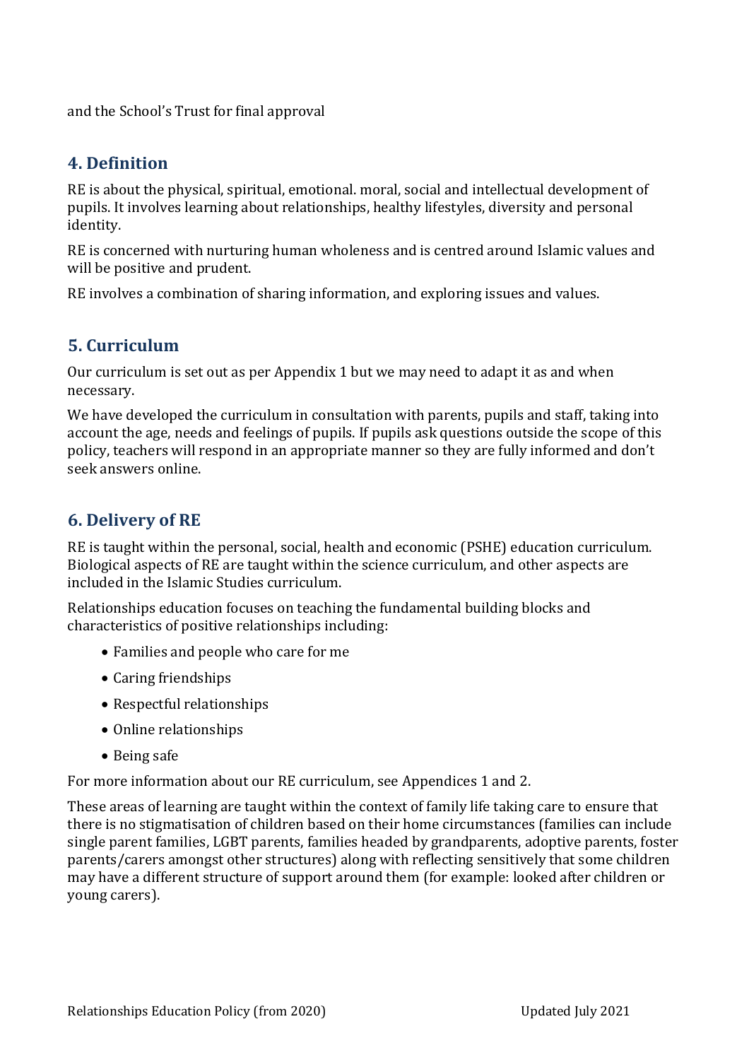and the School's Trust for final approval

## 4. Definition

RE is about the physical, spiritual, emotional. moral, social and intellectual development of pupils. It involves learning about relationships, healthy lifestyles, diversity and personal identity.

RE is concerned with nurturing human wholeness and is centred around Islamic values and will be positive and prudent.

RE involves a combination of sharing information, and exploring issues and values.

## 5. Curriculum

Our curriculum is set out as per Appendix 1 but we may need to adapt it as and when necessary.

We have developed the curriculum in consultation with parents, pupils and staff, taking into account the age, needs and feelings of pupils. If pupils ask questions outside the scope of this policy, teachers will respond in an appropriate manner so they are fully informed and don't seek answers online.

## 6. Delivery of RE

RE is taught within the personal, social, health and economic (PSHE) education curriculum. Biological aspects of RE are taught within the science curriculum, and other aspects are included in the Islamic Studies curriculum.

Relationships education focuses on teaching the fundamental building blocks and characteristics of positive relationships including:

- Families and people who care for me
- Caring friendships
- Respectful relationships
- Online relationships
- Being safe

For more information about our RE curriculum, see Appendices 1 and 2.

These areas of learning are taught within the context of family life taking care to ensure that there is no stigmatisation of children based on their home circumstances (families can include single parent families, LGBT parents, families headed by grandparents, adoptive parents, foster parents/carers amongst other structures) along with reflecting sensitively that some children may have a different structure of support around them (for example: looked after children or young carers).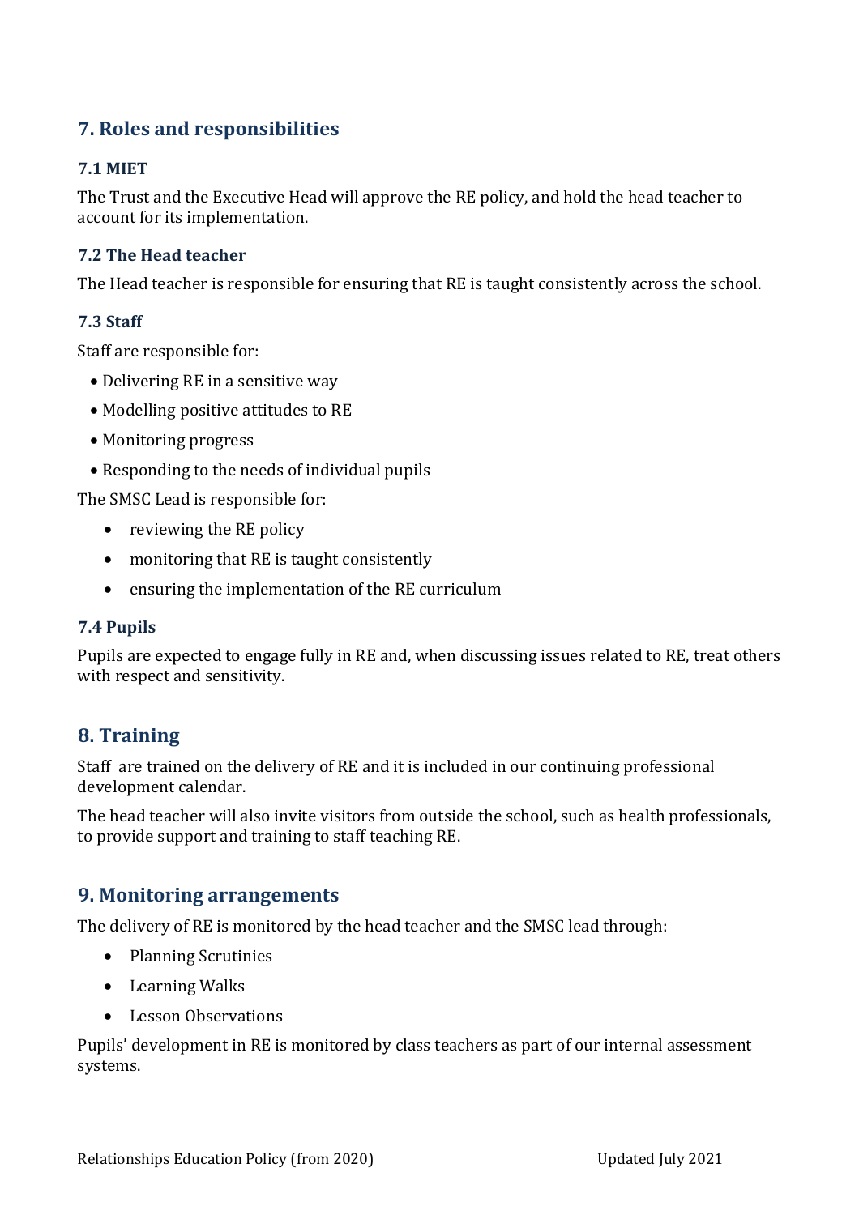## 7. Roles and responsibilities

### 7.1 MIET

The Trust and the Executive Head will approve the RE policy, and hold the head teacher to account for its implementation.

### 7.2 The Head teacher

The Head teacher is responsible for ensuring that RE is taught consistently across the school.

### 7.3 Staff

Staff are responsible for:

- Delivering RE in a sensitive way
- Modelling positive attitudes to RE
- Monitoring progress
- Responding to the needs of individual pupils

The SMSC Lead is responsible for:

- reviewing the RE policy
- monitoring that RE is taught consistently
- ensuring the implementation of the RE curriculum

### 7.4 Pupils

Pupils are expected to engage fully in RE and, when discussing issues related to RE, treat others with respect and sensitivity.

## 8. Training

Staff are trained on the delivery of RE and it is included in our continuing professional development calendar.

The head teacher will also invite visitors from outside the school, such as health professionals, to provide support and training to staff teaching RE.

## 9. Monitoring arrangements

The delivery of RE is monitored by the head teacher and the SMSC lead through:

- Planning Scrutinies
- Learning Walks
- Lesson Observations

Pupils' development in RE is monitored by class teachers as part of our internal assessment systems.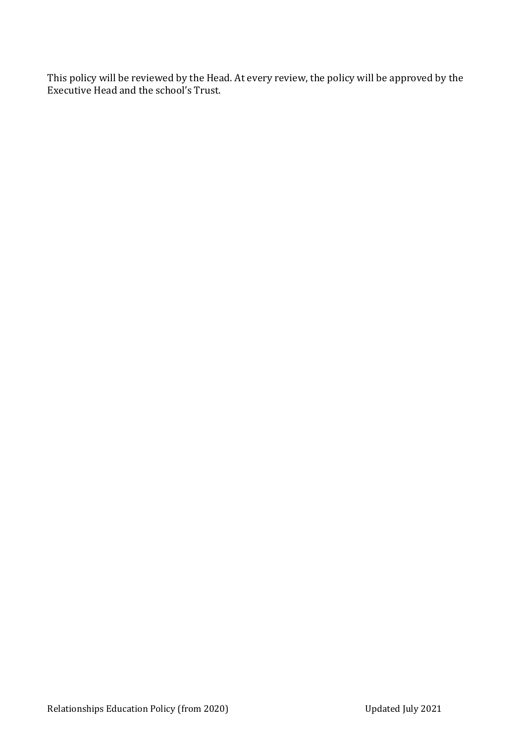This policy will be reviewed by the Head. At every review, the policy will be approved by the Executive Head and the school's Trust.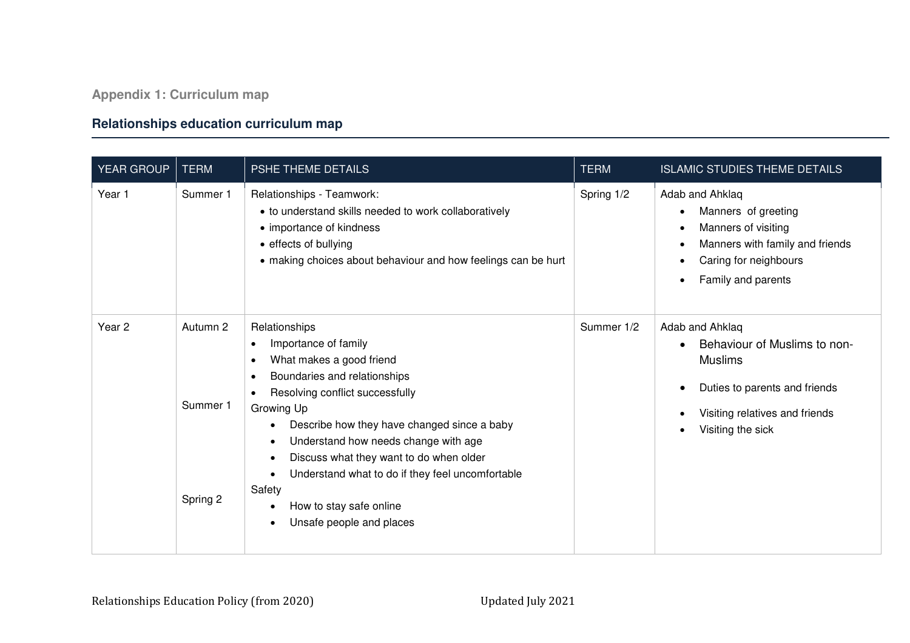## Appendix 1: Curriculum map

### Relationships education curriculum map

| YEAR GROUP | TERM | PSHE THEME DETAILS | TERM | ISLAMIC STUDIES THEME DETAILS |
|---|---|---|---|---|
| Year 1 | Summer 1 | Relationships - Teamwork:<br>• to understand skills needed to work collaboratively<br>• importance of kindness<br>• effects of bullying<br>• making choices about behaviour and how feelings can be hurt | Spring 1/2 | Adab and Ahklaq<br>• Manners of greeting<br>• Manners of visiting<br>• Manners with family and friends<br>• Caring for neighbours<br>• Family and parents |
| Year 2 | Autumn 2<br><br>Summer 1<br><br>Spring 2 | Relationships<br>• Importance of family<br>• What makes a good friend<br>• Boundaries and relationships<br>• Resolving conflict successfully<br>Growing Up<br>• Describe how they have changed since a baby<br>• Understand how needs change with age<br>• Discuss what they want to do when older<br>• Understand what to do if they feel uncomfortable<br>Safety<br>• How to stay safe online<br>• Unsafe people and places | Summer 1/2 | Adab and Ahklaq<br>• Behaviour of Muslims to non-Muslims<br>• Duties to parents and friends<br>• Visiting relatives and friends<br>• Visiting the sick |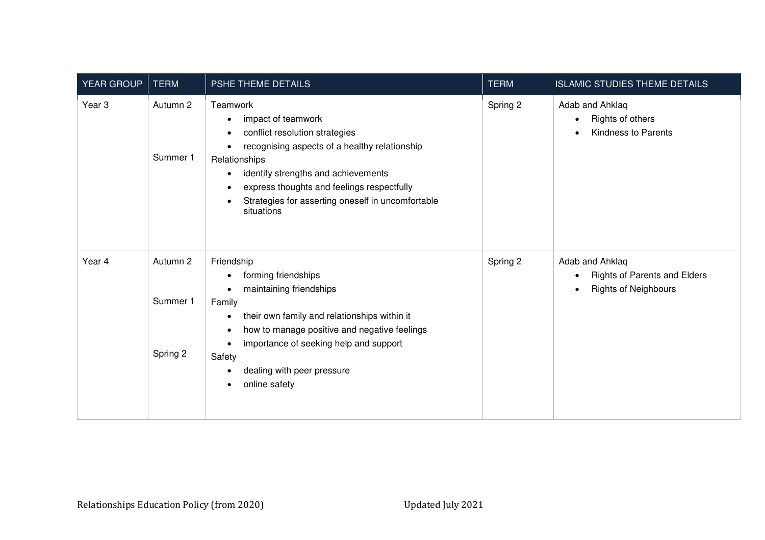| YEAR GROUP | TERM | PSHE THEME DETAILS | TERM | ISLAMIC STUDIES THEME DETAILS |
|---|---|---|---|---|
| Year 3 | Autumn 2<br><br>Summer 1 | Teamwork<br>• impact of teamwork<br>• conflict resolution strategies<br>• recognising aspects of a healthy relationship<br>Relationships<br>• identify strengths and achievements<br>• express thoughts and feelings respectfully<br>• Strategies for asserting oneself in uncomfortable situations | Spring 2 | Adab and Ahklaq<br>• Rights of others<br>• Kindness to Parents |
| Year 4 | Autumn 2<br><br>Summer 1<br><br>Spring 2 | Friendship<br>• forming friendships<br>• maintaining friendships<br>Family<br>• their own family and relationships within it<br>• how to manage positive and negative feelings<br>• importance of seeking help and support<br>Safety<br>• dealing with peer pressure<br>• online safety | Spring 2 | Adab and Ahklaq<br>• Rights of Parents and Elders<br>• Rights of Neighbours |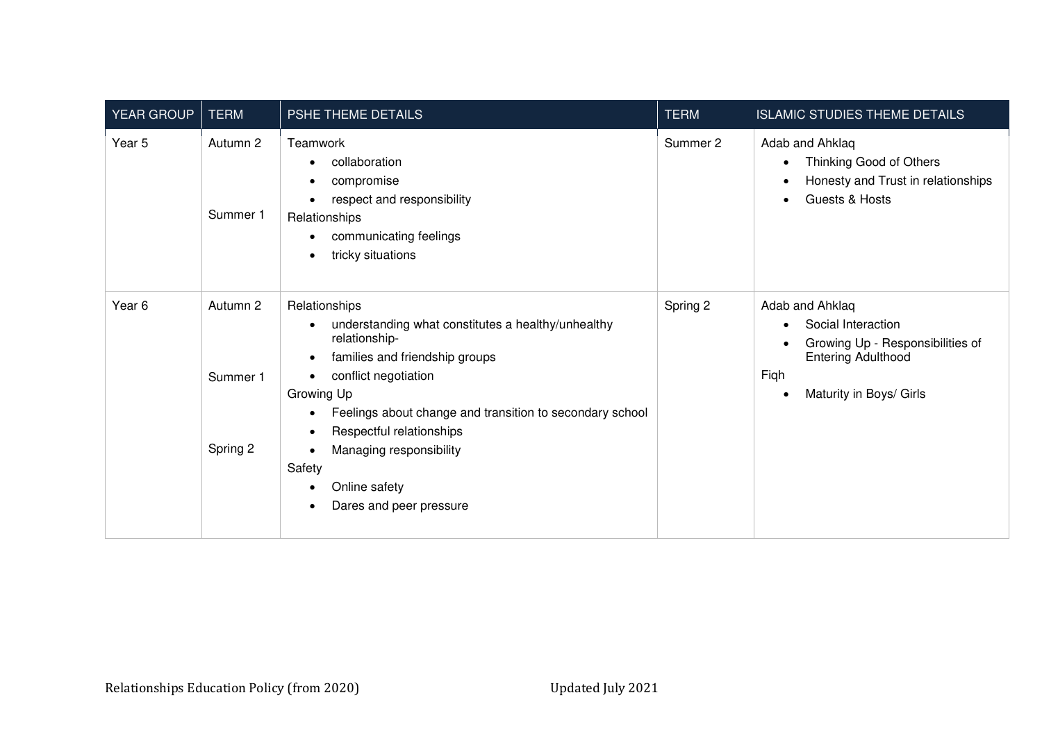| YEAR GROUP | TERM | PSHE THEME DETAILS | TERM | ISLAMIC STUDIES THEME DETAILS |
|---|---|---|---|---|
| Year 5 | Autumn 2<br><br>Summer 1 | Teamwork<br>• collaboration<br>• compromise<br>• respect and responsibility<br>Relationships<br>• communicating feelings<br>• tricky situations | Summer 2 | Adab and Ahklaq<br>• Thinking Good of Others<br>• Honesty and Trust in relationships<br>• Guests & Hosts |
| Year 6 | Autumn 2<br><br>Summer 1<br><br>Spring 2 | Relationships<br>• understanding what constitutes a healthy/unhealthy relationship-<br>• families and friendship groups<br>• conflict negotiation<br>Growing Up<br>• Feelings about change and transition to secondary school<br>• Respectful relationships<br>• Managing responsibility<br>Safety<br>• Online safety<br>• Dares and peer pressure | Spring 2 | Adab and Ahklaq<br>• Social Interaction<br>• Growing Up - Responsibilities of Entering Adulthood<br>Fiqh<br>• Maturity in Boys/ Girls |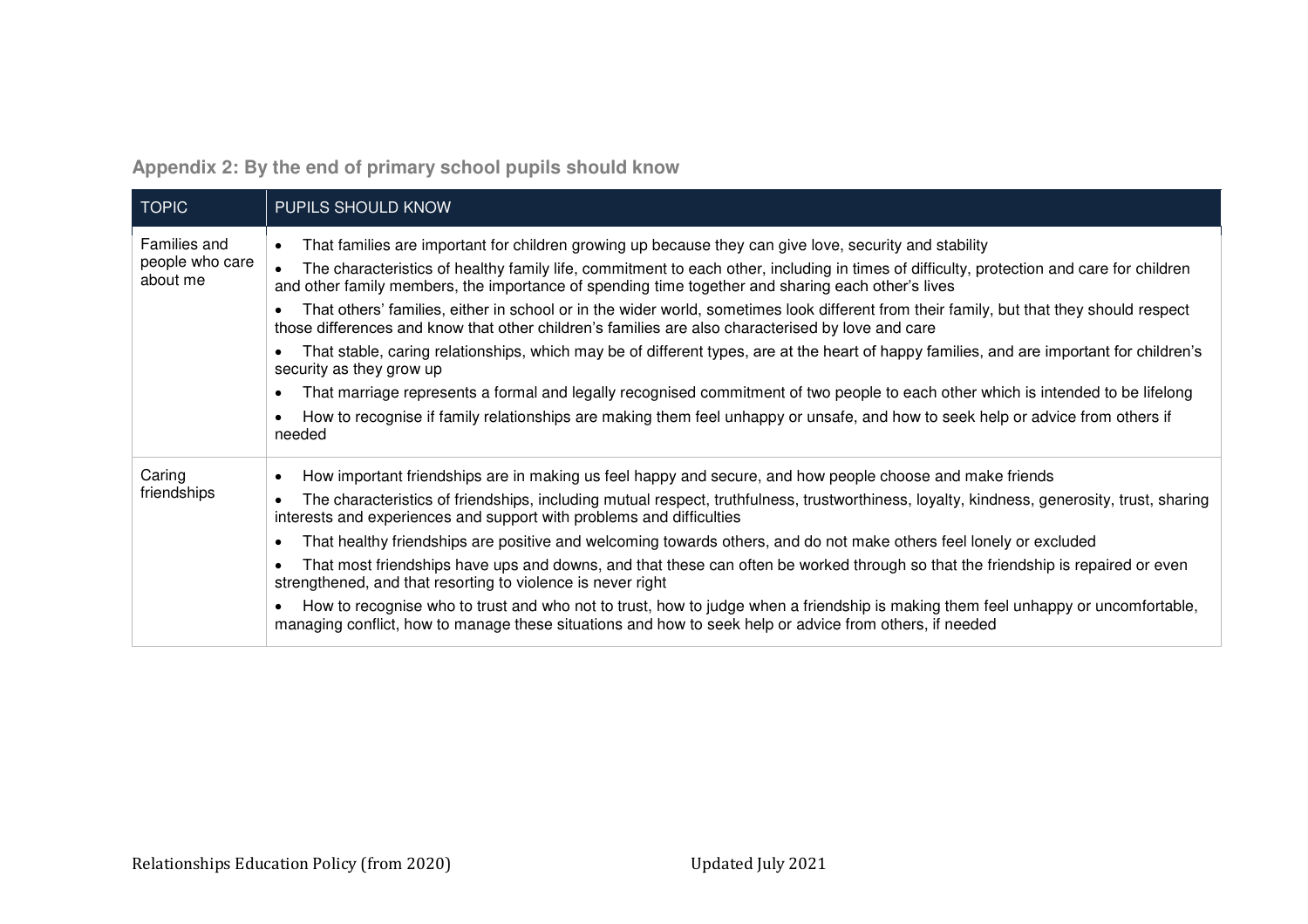## Appendix 2: By the end of primary school pupils should know

| TOPIC | PUPILS SHOULD KNOW |
|---|---|
| Families and people who care about me | • That families are important for children growing up because they can give love, security and stability<br>• The characteristics of healthy family life, commitment to each other, including in times of difficulty, protection and care for children and other family members, the importance of spending time together and sharing each other's lives<br>• That others' families, either in school or in the wider world, sometimes look different from their family, but that they should respect those differences and know that other children's families are also characterised by love and care<br>• That stable, caring relationships, which may be of different types, are at the heart of happy families, and are important for children's security as they grow up<br>• That marriage represents a formal and legally recognised commitment of two people to each other which is intended to be lifelong<br>• How to recognise if family relationships are making them feel unhappy or unsafe, and how to seek help or advice from others if needed |
| Caring friendships | • How important friendships are in making us feel happy and secure, and how people choose and make friends<br>• The characteristics of friendships, including mutual respect, truthfulness, trustworthiness, loyalty, kindness, generosity, trust, sharing interests and experiences and support with problems and difficulties<br>• That healthy friendships are positive and welcoming towards others, and do not make others feel lonely or excluded<br>• That most friendships have ups and downs, and that these can often be worked through so that the friendship is repaired or even strengthened, and that resorting to violence is never right<br>• How to recognise who to trust and who not to trust, how to judge when a friendship is making them feel unhappy or uncomfortable, managing conflict, how to manage these situations and how to seek help or advice from others, if needed |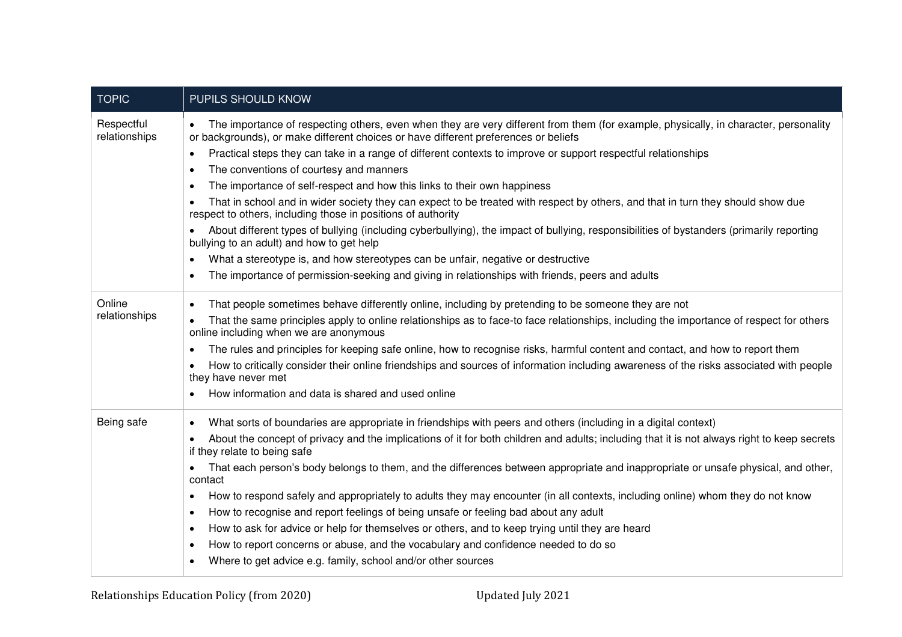| TOPIC | PUPILS SHOULD KNOW |
|---|---|
| Respectful relationships | • The importance of respecting others, even when they are very different from them (for example, physically, in character, personality or backgrounds), or make different choices or have different preferences or beliefs<br>• Practical steps they can take in a range of different contexts to improve or support respectful relationships<br>• The conventions of courtesy and manners<br>• The importance of self-respect and how this links to their own happiness<br>• That in school and in wider society they can expect to be treated with respect by others, and that in turn they should show due respect to others, including those in positions of authority<br>• About different types of bullying (including cyberbullying), the impact of bullying, responsibilities of bystanders (primarily reporting bullying to an adult) and how to get help<br>• What a stereotype is, and how stereotypes can be unfair, negative or destructive<br>• The importance of permission-seeking and giving in relationships with friends, peers and adults |
| Online relationships | • That people sometimes behave differently online, including by pretending to be someone they are not<br>• That the same principles apply to online relationships as to face-to face relationships, including the importance of respect for others online including when we are anonymous<br>• The rules and principles for keeping safe online, how to recognise risks, harmful content and contact, and how to report them<br>• How to critically consider their online friendships and sources of information including awareness of the risks associated with people they have never met<br>• How information and data is shared and used online |
| Being safe | • What sorts of boundaries are appropriate in friendships with peers and others (including in a digital context)<br>• About the concept of privacy and the implications of it for both children and adults; including that it is not always right to keep secrets if they relate to being safe<br>• That each person's body belongs to them, and the differences between appropriate and inappropriate or unsafe physical, and other, contact<br>• How to respond safely and appropriately to adults they may encounter (in all contexts, including online) whom they do not know<br>• How to recognise and report feelings of being unsafe or feeling bad about any adult<br>• How to ask for advice or help for themselves or others, and to keep trying until they are heard<br>• How to report concerns or abuse, and the vocabulary and confidence needed to do so<br>• Where to get advice e.g. family, school and/or other sources |